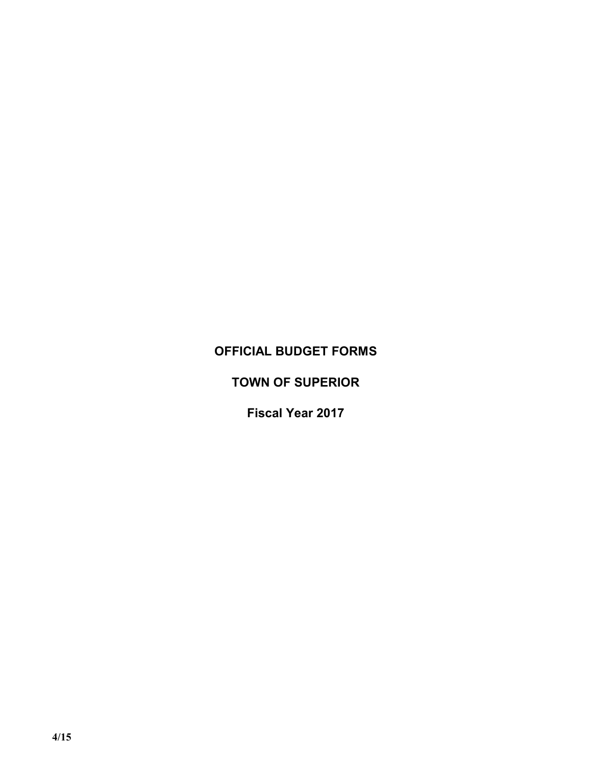# OFFICIAL BUDGET FORMS

# TOWN OF SUPERIOR

## Fiscal Year 2017

4/15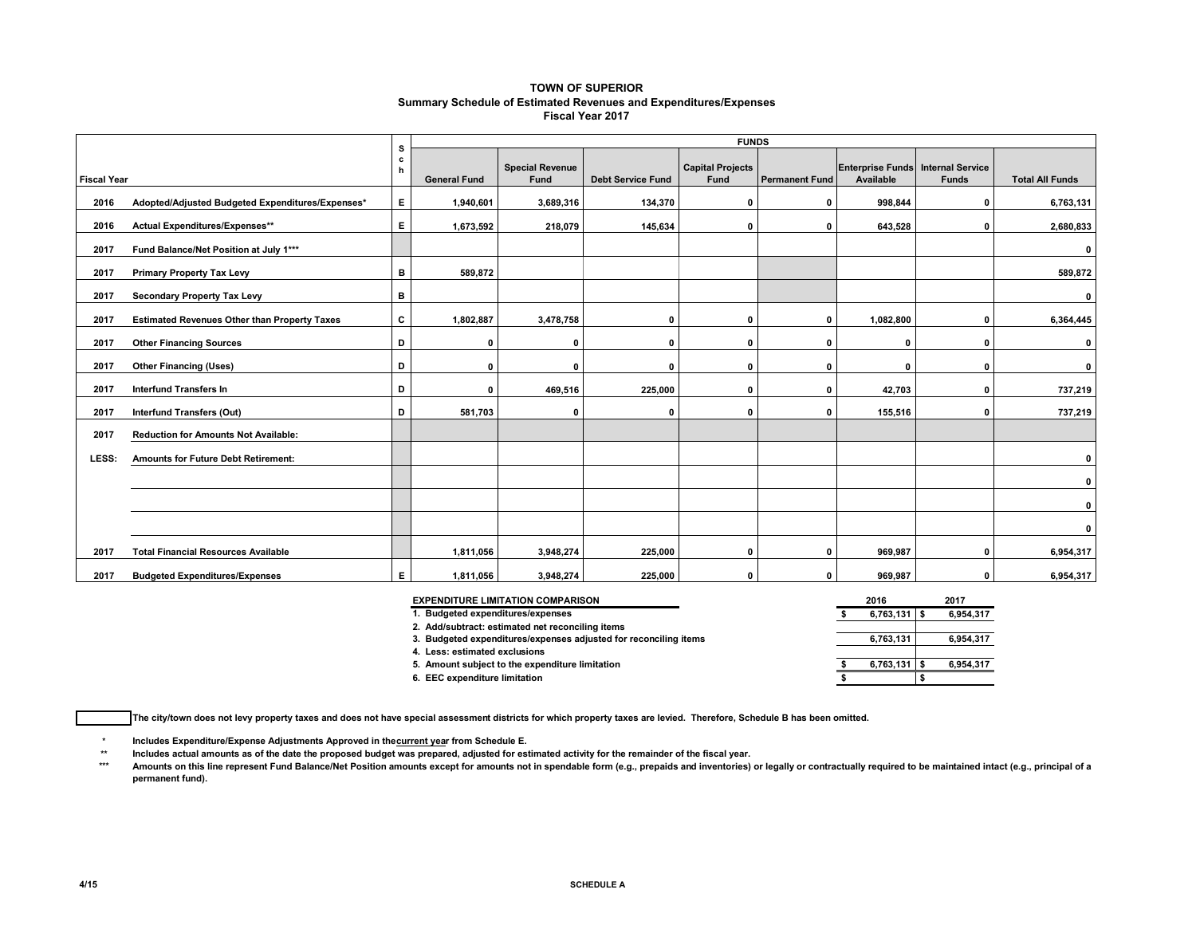# TOWN OF SUPERIOR

## Summary Schedule of Estimated Revenues and Expenditures/Expenses

### Fiscal Year 2017

| Fiscal Year | | Sch | General Fund | Special Revenue Fund | Debt Service Fund | Capital Projects Fund | Permanent Fund | Enterprise Funds Available | Internal Service Funds | Total All Funds |
|---|---|---|---|---|---|---|---|---|---|---|
| 2016 | Adopted/Adjusted Budgeted Expenditures/Expenses* | E | 1,940,601 | 3,689,316 | 134,370 | 0 | 0 | 998,844 | 0 | 6,763,131 |
| 2016 | Actual Expenditures/Expenses** | E | 1,673,592 | 218,079 | 145,634 | 0 | 0 | 643,528 | 0 | 2,680,833 |
| 2017 | Fund Balance/Net Position at July 1*** | | | | | | | | | 0 |
| 2017 | Primary Property Tax Levy | B | 589,872 | | | | | | | 589,872 |
| 2017 | Secondary Property Tax Levy | B | | | | | | | | 0 |
| 2017 | Estimated Revenues Other than Property Taxes | C | 1,802,887 | 3,478,758 | 0 | 0 | 0 | 1,082,800 | 0 | 6,364,445 |
| 2017 | Other Financing Sources | D | 0 | 0 | 0 | 0 | 0 | 0 | 0 | 0 |
| 2017 | Other Financing (Uses) | D | 0 | 0 | 0 | 0 | 0 | 0 | 0 | 0 |
| 2017 | Interfund Transfers In | D | 0 | 469,516 | 225,000 | 0 | 0 | 42,703 | 0 | 737,219 |
| 2017 | Interfund Transfers (Out) | D | 581,703 | 0 | 0 | 0 | 0 | 155,516 | 0 | 737,219 |
| 2017 | Reduction for Amounts Not Available: | | | | | | | | | |
| LESS: | Amounts for Future Debt Retirement: | | | | | | | | | 0 |
| | | | | | | | | | | 0 |
| | | | | | | | | | | 0 |
| | | | | | | | | | | 0 |
| 2017 | Total Financial Resources Available | | 1,811,056 | 3,948,274 | 225,000 | 0 | 0 | 969,987 | 0 | 6,954,317 |
| 2017 | Budgeted Expenditures/Expenses | E | 1,811,056 | 3,948,274 | 225,000 | 0 | 0 | 969,987 | 0 | 6,954,317 |

| EXPENDITURE LIMITATION COMPARISON | 2016 | 2017 |
|---|---|---|
| 1. Budgeted expenditures/expenses | $ 6,763,131 | $ 6,954,317 |
| 2. Add/subtract: estimated net reconciling items | | |
| 3. Budgeted expenditures/expenses adjusted for reconciling items | 6,763,131 | 6,954,317 |
| 4. Less: estimated exclusions | | |
| 5. Amount subject to the expenditure limitation | $ 6,763,131 | $ 6,954,317 |
| 6. EEC expenditure limitation | $ | $ |

☐ The city/town does not levy property taxes and does not have special assessment districts for which property taxes are levied. Therefore, Schedule B has been omitted.

\* Includes Expenditure/Expense Adjustments Approved in the current year from Schedule E.

\*\* Includes actual amounts as of the date the proposed budget was prepared, adjusted for estimated activity for the remainder of the fiscal year.

\*\*\* Amounts on this line represent Fund Balance/Net Position amounts except for amounts not in spendable form (e.g., prepaids and inventories) or legally or contractually required to be maintained intact (e.g., principal of a permanent fund).

4/15 SCHEDULE A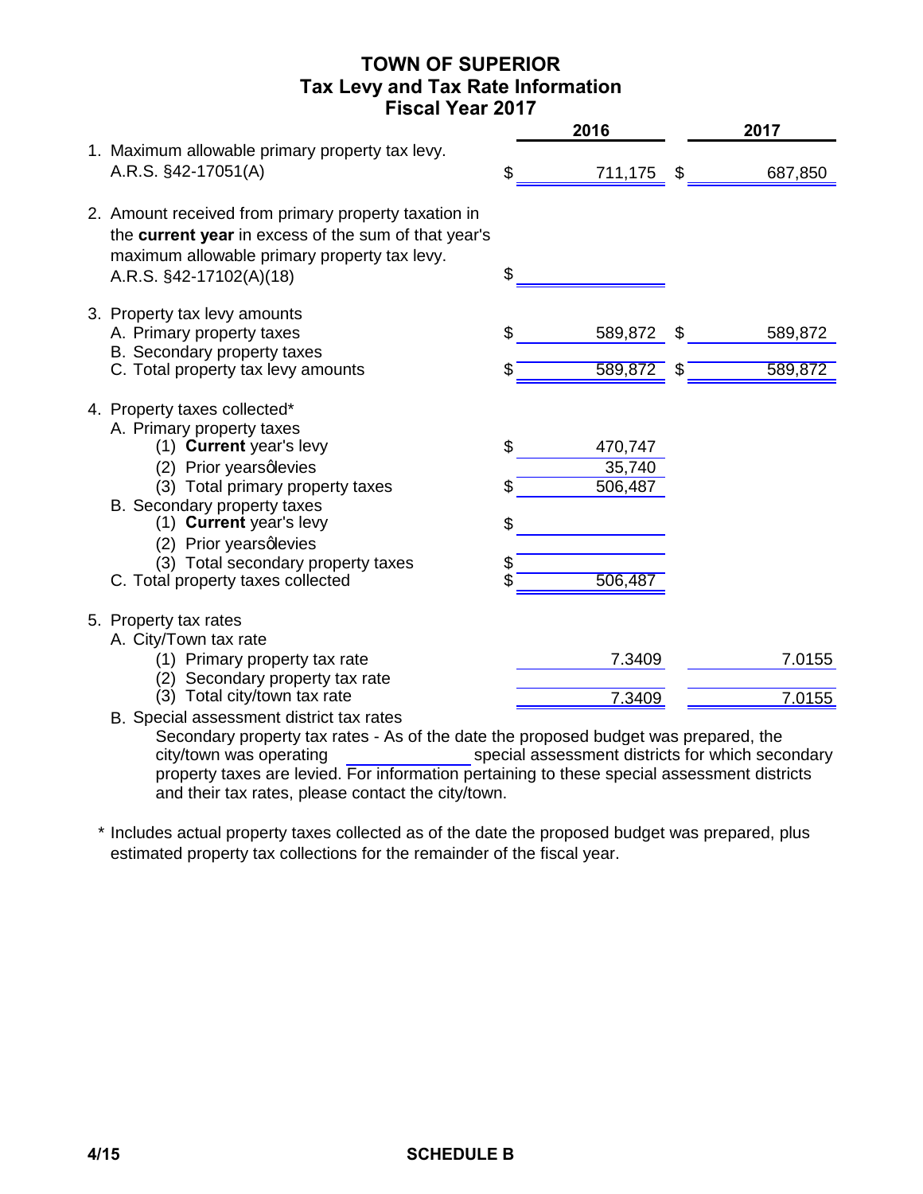# TOWN OF SUPERIOR
## Tax Levy and Tax Rate Information
## Fiscal Year 2017

| | 2016 | 2017 |
|---|---|---|
| 1. Maximum allowable primary property tax levy. A.R.S. §42-17051(A) | $ 711,175 | $ 687,850 |
| 2. Amount received from primary property taxation in the **current year** in excess of the sum of that year's maximum allowable primary property tax levy. A.R.S. §42-17102(A)(18) | $ | |
| 3. Property tax levy amounts | | |
| A. Primary property taxes | $ 589,872 | $ 589,872 |
| B. Secondary property taxes | | |
| C. Total property tax levy amounts | $ 589,872 | $ 589,872 |
| 4. Property taxes collected* | | |
| A. Primary property taxes | | |
| (1) **Current** year's levy | $ 470,747 | |
| (2) Prior years' levies | 35,740 | |
| (3) Total primary property taxes | $ 506,487 | |
| B. Secondary property taxes | | |
| (1) **Current** year's levy | $ | |
| (2) Prior years' levies | | |
| (3) Total secondary property taxes | $ | |
| C. Total property taxes collected | $ 506,487 | |
| 5. Property tax rates | | |
| A. City/Town tax rate | | |
| (1) Primary property tax rate | 7.3409 | 7.0155 |
| (2) Secondary property tax rate | | |
| (3) Total city/town tax rate | 7.3409 | 7.0155 |

B. Special assessment district tax rates

Secondary property tax rates - As of the date the proposed budget was prepared, the city/town was operating \_\_\_\_\_\_\_\_\_\_ special assessment districts for which secondary property taxes are levied. For information pertaining to these special assessment districts and their tax rates, please contact the city/town.

\* Includes actual property taxes collected as of the date the proposed budget was prepared, plus estimated property tax collections for the remainder of the fiscal year.

4/15 SCHEDULE B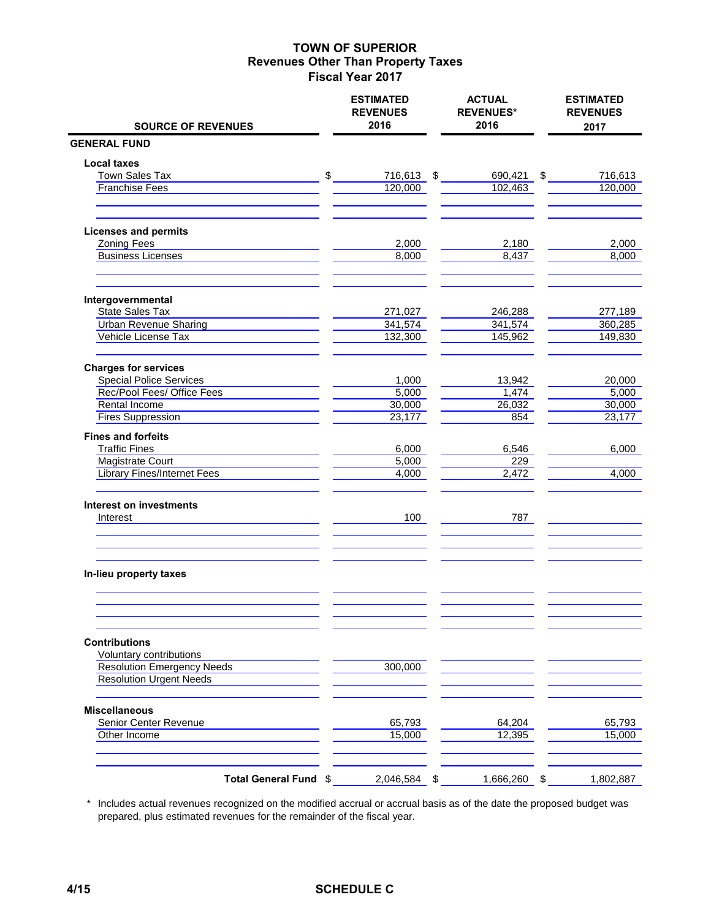# TOWN OF SUPERIOR
## Revenues Other Than Property Taxes
### Fiscal Year 2017

| SOURCE OF REVENUES | ESTIMATED REVENUES 2016 | ACTUAL REVENUES* 2016 | ESTIMATED REVENUES 2017 |
|---|---|---|---|
| **GENERAL FUND** | | | |
| **Local taxes** | | | |
| Town Sales Tax | $ 716,613 | $ 690,421 | $ 716,613 |
| Franchise Fees | 120,000 | 102,463 | 120,000 |
| **Licenses and permits** | | | |
| Zoning Fees | 2,000 | 2,180 | 2,000 |
| Business Licenses | 8,000 | 8,437 | 8,000 |
| **Intergovernmental** | | | |
| State Sales Tax | 271,027 | 246,288 | 277,189 |
| Urban Revenue Sharing | 341,574 | 341,574 | 360,285 |
| Vehicle License Tax | 132,300 | 145,962 | 149,830 |
| **Charges for services** | | | |
| Special Police Services | 1,000 | 13,942 | 20,000 |
| Rec/Pool Fees/ Office Fees | 5,000 | 1,474 | 5,000 |
| Rental Income | 30,000 | 26,032 | 30,000 |
| Fires Suppression | 23,177 | 854 | 23,177 |
| **Fines and forfeits** | | | |
| Traffic Fines | 6,000 | 6,546 | 6,000 |
| Magistrate Court | 5,000 | 229 | |
| Library Fines/Internet Fees | 4,000 | 2,472 | 4,000 |
| **Interest on investments** | | | |
| Interest | 100 | 787 | |
| **In-lieu property taxes** | | | |
| **Contributions** | | | |
| Voluntary contributions | | | |
| Resolution Emergency Needs | 300,000 | | |
| Resolution Urgent Needs | | | |
| **Miscellaneous** | | | |
| Senior Center Revenue | 65,793 | 64,204 | 65,793 |
| Other Income | 15,000 | 12,395 | 15,000 |
| **Total General Fund** | $ 2,046,584 | $ 1,666,260 | $ 1,802,887 |

\* Includes actual revenues recognized on the modified accrual or accrual basis as of the date the proposed budget was prepared, plus estimated revenues for the remainder of the fiscal year.

SCHEDULE C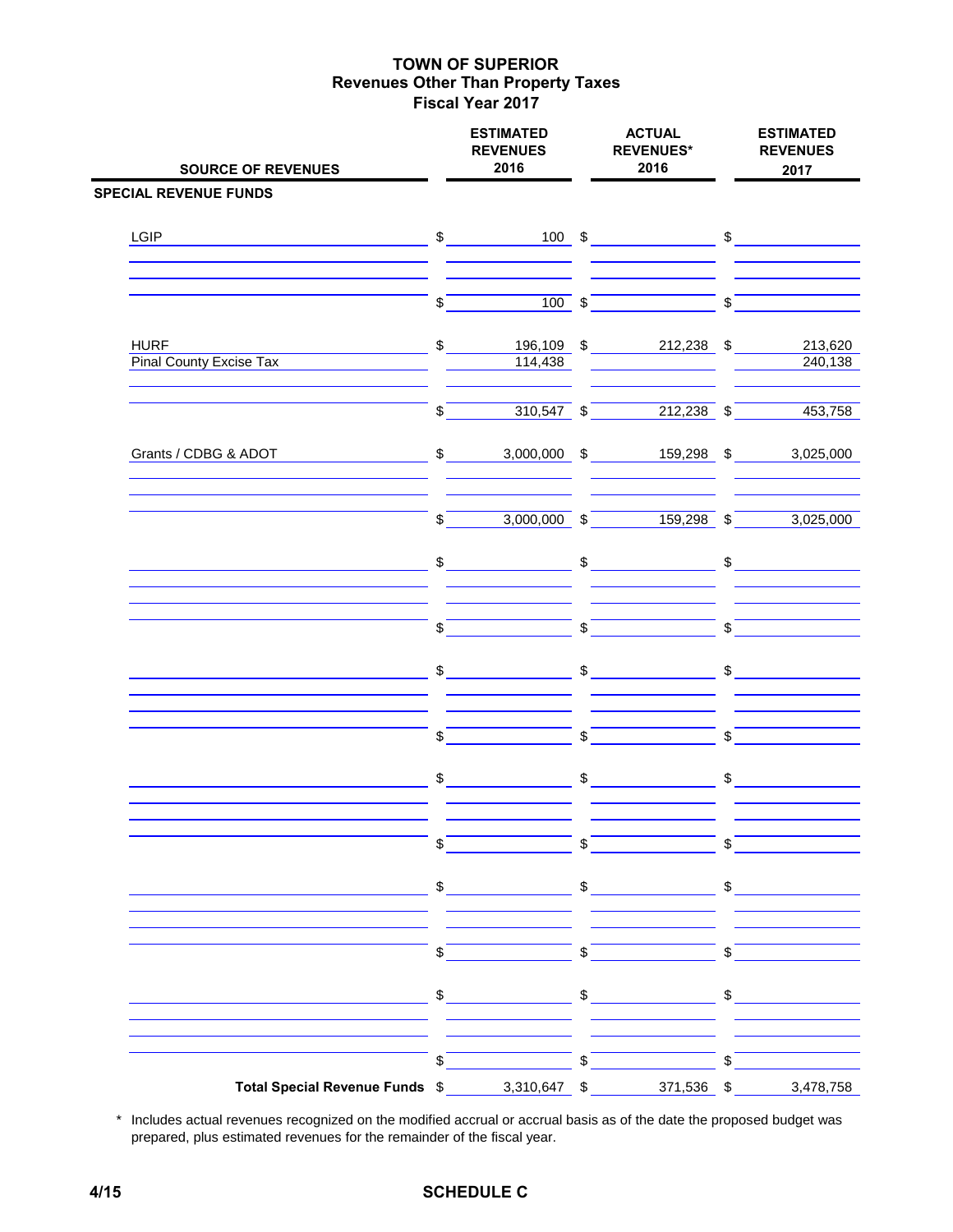# TOWN OF SUPERIOR
## Revenues Other Than Property Taxes
## Fiscal Year 2017

| SOURCE OF REVENUES | ESTIMATED REVENUES 2016 | ACTUAL REVENUES* 2016 | ESTIMATED REVENUES 2017 |
|---|---|---|---|
| **SPECIAL REVENUE FUNDS** | | | |
| LGIP | $ 100 | $ | $ |
| | $ 100 | $ | $ |
| HURF | $ 196,109 | $ 212,238 | $ 213,620 |
| Pinal County Excise Tax | 114,438 | | 240,138 |
| | $ 310,547 | $ 212,238 | $ 453,758 |
| Grants / CDBG & ADOT | $ 3,000,000 | $ 159,298 | $ 3,025,000 |
| | $ 3,000,000 | $ 159,298 | $ 3,025,000 |
| **Total Special Revenue Funds** | $ 3,310,647 | $ 371,536 | $ 3,478,758 |

\* Includes actual revenues recognized on the modified accrual or accrual basis as of the date the proposed budget was prepared, plus estimated revenues for the remainder of the fiscal year.

4/15 **SCHEDULE C**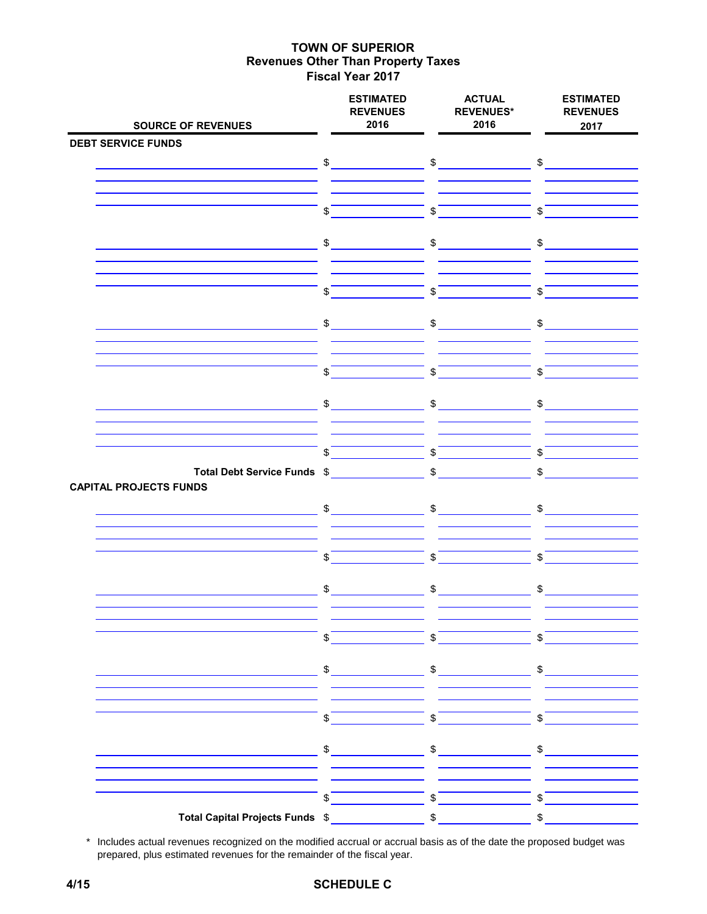# TOWN OF SUPERIOR
## Revenues Other Than Property Taxes
## Fiscal Year 2017

| SOURCE OF REVENUES | ESTIMATED REVENUES 2016 | ACTUAL REVENUES* 2016 | ESTIMATED REVENUES 2017 |
|---|---|---|---|
| **DEBT SERVICE FUNDS** | | | |
| | $ | $ | $ |
| | | | |
| | | | |
| | $ | $ | $ |
| | $ | $ | $ |
| | | | |
| | | | |
| | $ | $ | $ |
| | $ | $ | $ |
| | | | |
| | | | |
| | $ | $ | $ |
| | $ | $ | $ |
| | | | |
| | | | |
| | $ | $ | $ |
| **Total Debt Service Funds** | $ | $ | $ |
| **CAPITAL PROJECTS FUNDS** | | | |
| | $ | $ | $ |
| | | | |
| | | | |
| | $ | $ | $ |
| | $ | $ | $ |
| | | | |
| | | | |
| | $ | $ | $ |
| | $ | $ | $ |
| | | | |
| | | | |
| | $ | $ | $ |
| | $ | $ | $ |
| | | | |
| | | | |
| | $ | $ | $ |
| **Total Capital Projects Funds** | $ | $ | $ |

\* Includes actual revenues recognized on the modified accrual or accrual basis as of the date the proposed budget was prepared, plus estimated revenues for the remainder of the fiscal year.

4/15

**SCHEDULE C**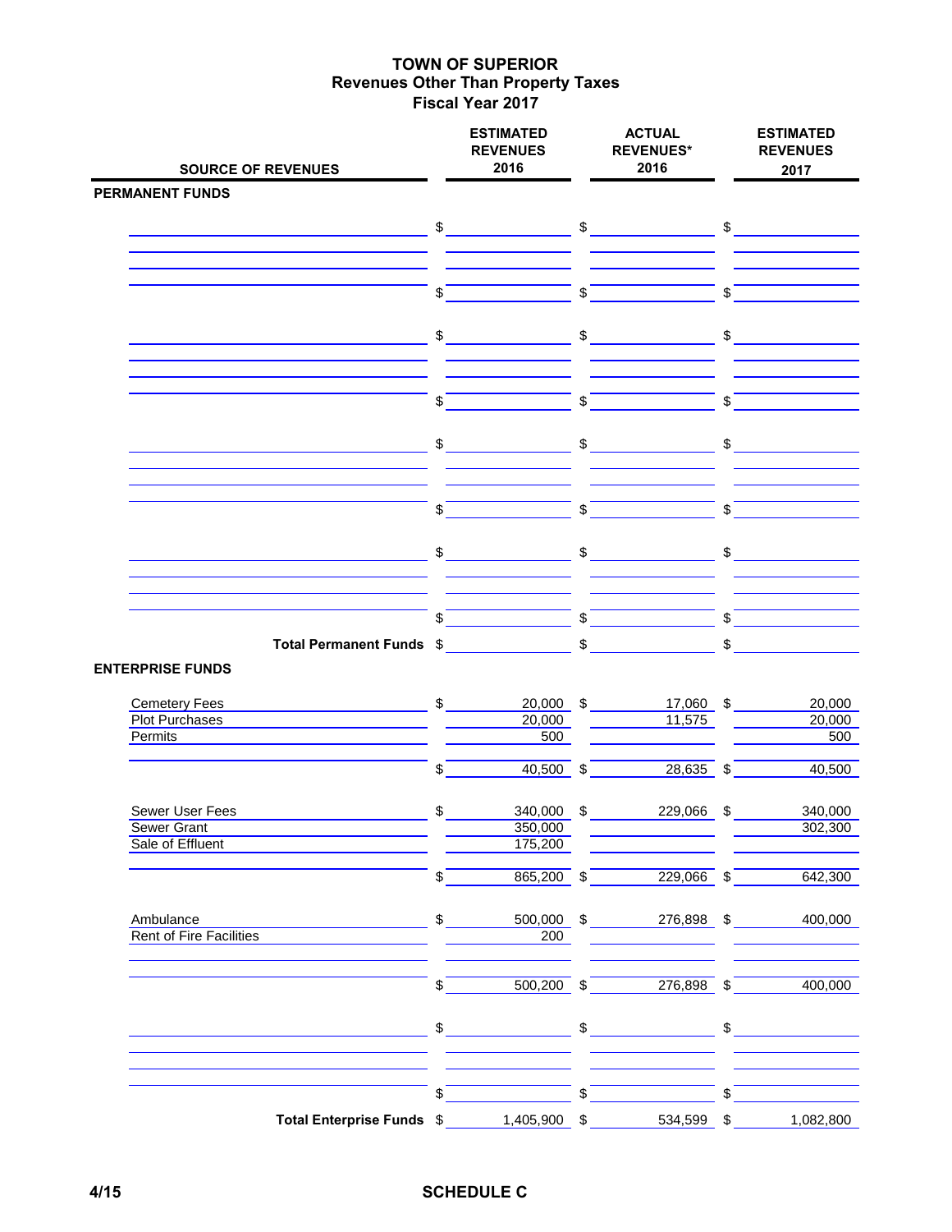# TOWN OF SUPERIOR
## Revenues Other Than Property Taxes
## Fiscal Year 2017

| SOURCE OF REVENUES | ESTIMATED REVENUES 2016 | ACTUAL REVENUES* 2016 | ESTIMATED REVENUES 2017 |
|---|---|---|---|
| **PERMANENT FUNDS** | | | |
| | $ | $ | $ |
| | $ | $ | $ |
| | $ | $ | $ |
| | $ | $ | $ |
| | $ | $ | $ |
| | $ | $ | $ |
| | $ | $ | $ |
| | $ | $ | $ |
| **Total Permanent Funds** | $ | $ | $ |
| **ENTERPRISE FUNDS** | | | |
| Cemetery Fees | $ 20,000 | $ 17,060 | $ 20,000 |
| Plot Purchases | 20,000 | 11,575 | 20,000 |
| Permits | 500 | | 500 |
| | $ 40,500 | $ 28,635 | $ 40,500 |
| Sewer User Fees | $ 340,000 | $ 229,066 | $ 340,000 |
| Sewer Grant | 350,000 | | 302,300 |
| Sale of Effluent | 175,200 | | |
| | $ 865,200 | $ 229,066 | $ 642,300 |
| Ambulance | $ 500,000 | $ 276,898 | $ 400,000 |
| Rent of Fire Facilities | 200 | | |
| | $ 500,200 | $ 276,898 | $ 400,000 |
| | $ | $ | $ |
| | $ | $ | $ |
| **Total Enterprise Funds** | $ 1,405,900 | $ 534,599 | $ 1,082,800 |

4/15

SCHEDULE C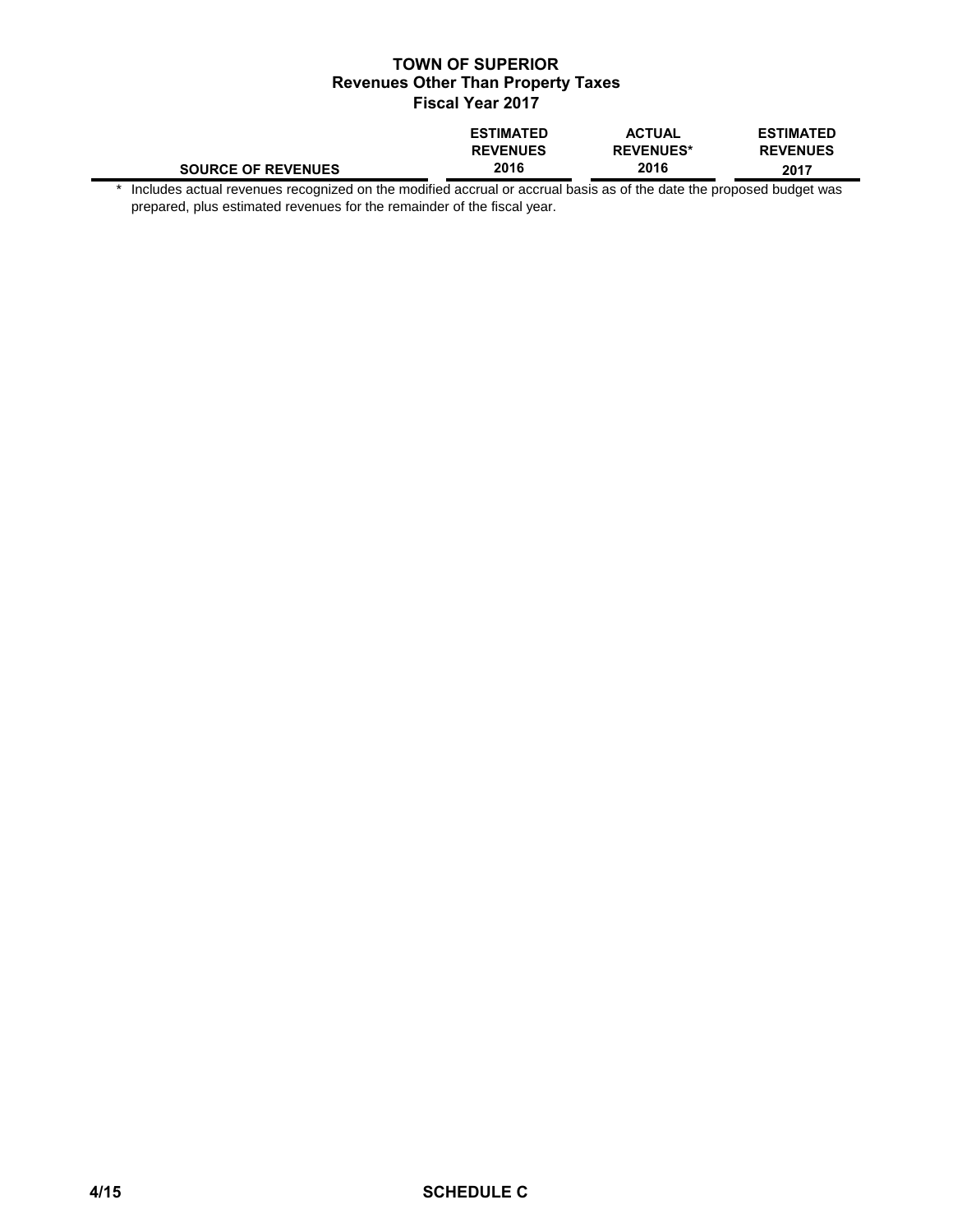# TOWN OF SUPERIOR
## Revenues Other Than Property Taxes
## Fiscal Year 2017

| SOURCE OF REVENUES | ESTIMATED REVENUES 2016 | ACTUAL REVENUES* 2016 | ESTIMATED REVENUES 2017 |
|---|---|---|---|

\* Includes actual revenues recognized on the modified accrual or accrual basis as of the date the proposed budget was prepared, plus estimated revenues for the remainder of the fiscal year.

4/15

SCHEDULE C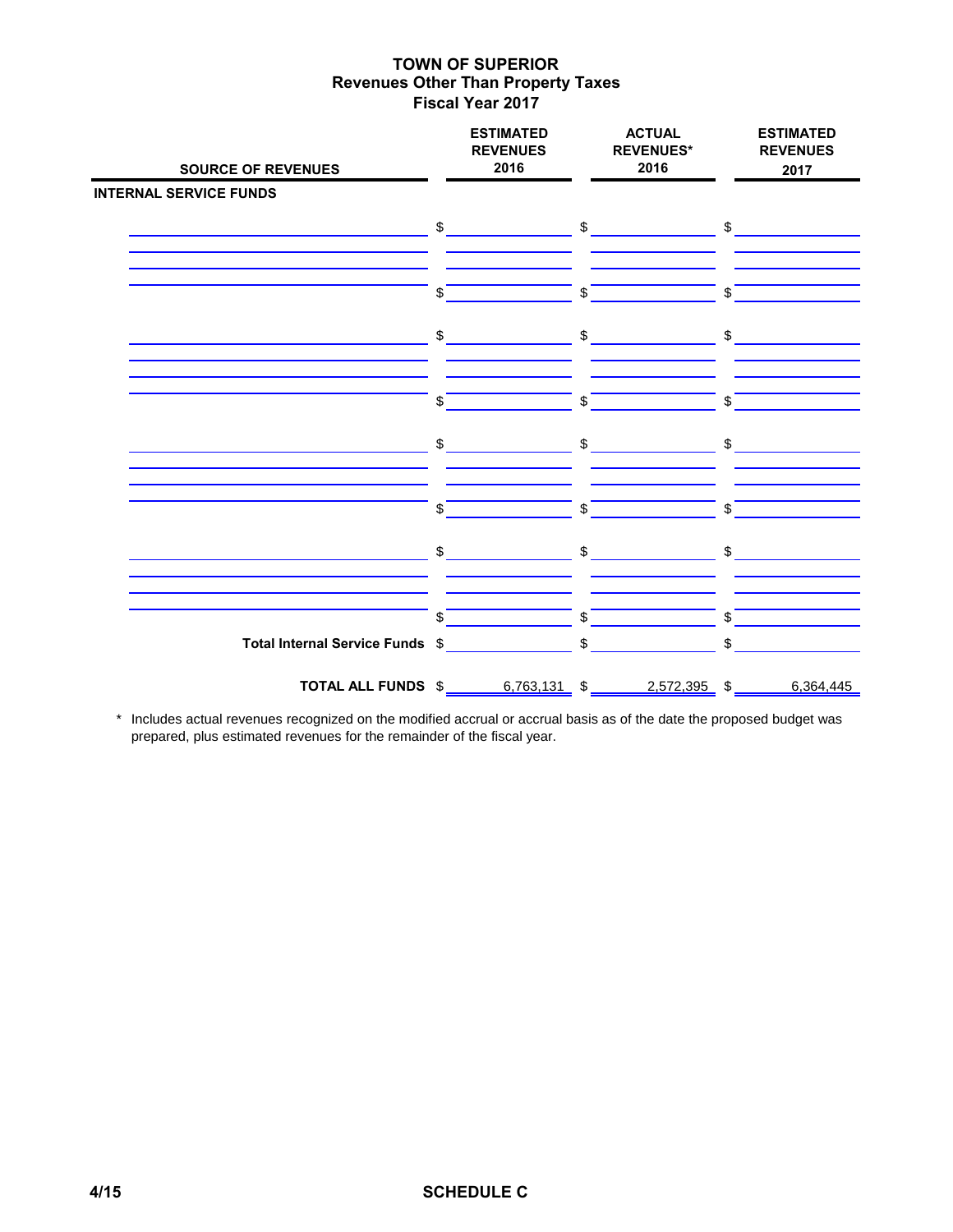# TOWN OF SUPERIOR
## Revenues Other Than Property Taxes
## Fiscal Year 2017

| SOURCE OF REVENUES | ESTIMATED REVENUES 2016 | ACTUAL REVENUES* 2016 | ESTIMATED REVENUES 2017 |
|---|---|---|---|
| **INTERNAL SERVICE FUNDS** | | | |
| | $ | $ | $ |
| | | | |
| | | | |
| | $ | $ | $ |
| | $ | $ | $ |
| | | | |
| | | | |
| | $ | $ | $ |
| | $ | $ | $ |
| | | | |
| | | | |
| | $ | $ | $ |
| | $ | $ | $ |
| | | | |
| | | | |
| | $ | $ | $ |
| **Total Internal Service Funds** | $ | $ | $ |
| **TOTAL ALL FUNDS** | $ 6,763,131 | $ 2,572,395 | $ 6,364,445 |

\* Includes actual revenues recognized on the modified accrual or accrual basis as of the date the proposed budget was prepared, plus estimated revenues for the remainder of the fiscal year.

4/15

SCHEDULE C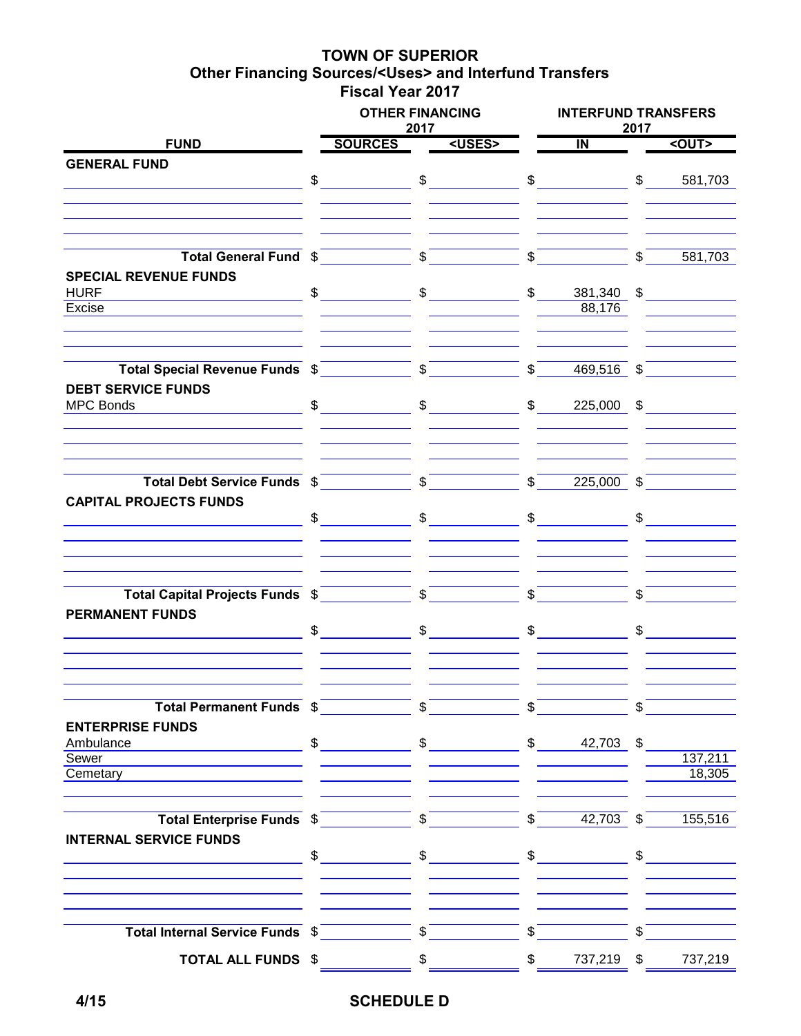# TOWN OF SUPERIOR
## Other Financing Sources/<Uses> and Interfund Transfers
## Fiscal Year 2017

| FUND | OTHER FINANCING 2017 SOURCES | OTHER FINANCING 2017 <USES> | INTERFUND TRANSFERS 2017 IN | INTERFUND TRANSFERS 2017 <OUT> |
|---|---|---|---|---|
| **GENERAL FUND** | | | | |
| | $ | $ | $ | $ 581,703 |
| **Total General Fund** | $ | $ | $ | $ 581,703 |
| **SPECIAL REVENUE FUNDS** | | | | |
| HURF | $ | $ | $ 381,340 | $ |
| Excise | | | 88,176 | |
| **Total Special Revenue Funds** | $ | $ | $ 469,516 | $ |
| **DEBT SERVICE FUNDS** | | | | |
| MPC Bonds | $ | $ | $ 225,000 | $ |
| **Total Debt Service Funds** | $ | $ | $ 225,000 | $ |
| **CAPITAL PROJECTS FUNDS** | | | | |
| | $ | $ | $ | $ |
| **Total Capital Projects Funds** | $ | $ | $ | $ |
| **PERMANENT FUNDS** | | | | |
| | $ | $ | $ | $ |
| **Total Permanent Funds** | $ | $ | $ | $ |
| **ENTERPRISE FUNDS** | | | | |
| Ambulance | $ | $ | $ 42,703 | $ |
| Sewer | | | | 137,211 |
| Cemetary | | | | 18,305 |
| **Total Enterprise Funds** | $ | $ | $ 42,703 | $ 155,516 |
| **INTERNAL SERVICE FUNDS** | | | | |
| | $ | $ | $ | $ |
| **Total Internal Service Funds** | $ | $ | $ | $ |
| **TOTAL ALL FUNDS** | $ | $ | $ 737,219 | $ 737,219 |

4/15

**SCHEDULE D**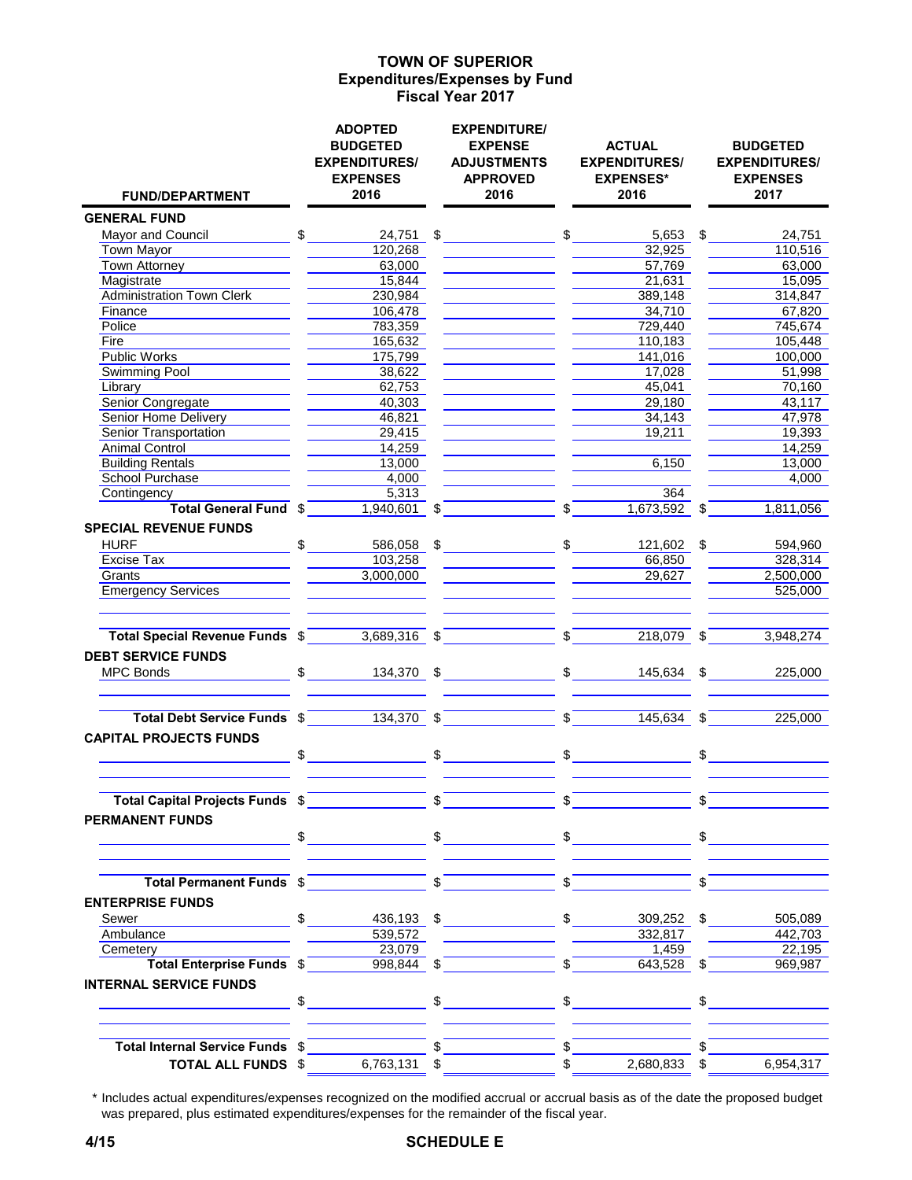# TOWN OF SUPERIOR
## Expenditures/Expenses by Fund
## Fiscal Year 2017

| FUND/DEPARTMENT | ADOPTED BUDGETED EXPENDITURES/ EXPENSES 2016 | EXPENDITURE/ EXPENSE ADJUSTMENTS APPROVED 2016 | ACTUAL EXPENDITURES/ EXPENSES* 2016 | BUDGETED EXPENDITURES/ EXPENSES 2017 |
|---|---|---|---|---|
| **GENERAL FUND** | | | | |
| Mayor and Council | $ 24,751 | $ | $ 5,653 | $ 24,751 |
| Town Mayor | 120,268 | | 32,925 | 110,516 |
| Town Attorney | 63,000 | | 57,769 | 63,000 |
| Magistrate | 15,844 | | 21,631 | 15,095 |
| Administration Town Clerk | 230,984 | | 389,148 | 314,847 |
| Finance | 106,478 | | 34,710 | 67,820 |
| Police | 783,359 | | 729,440 | 745,674 |
| Fire | 165,632 | | 110,183 | 105,448 |
| Public Works | 175,799 | | 141,016 | 100,000 |
| Swimming Pool | 38,622 | | 17,028 | 51,998 |
| Library | 62,753 | | 45,041 | 70,160 |
| Senior Congregate | 40,303 | | 29,180 | 43,117 |
| Senior Home Delivery | 46,821 | | 34,143 | 47,978 |
| Senior Transportation | 29,415 | | 19,211 | 19,393 |
| Animal Control | 14,259 | | | 14,259 |
| Building Rentals | 13,000 | | 6,150 | 13,000 |
| School Purchase | 4,000 | | | 4,000 |
| Contingency | 5,313 | | 364 | |
| **Total General Fund** | $ 1,940,601 | $ | $ 1,673,592 | $ 1,811,056 |
| **SPECIAL REVENUE FUNDS** | | | | |
| HURF | $ 586,058 | $ | $ 121,602 | $ 594,960 |
| Excise Tax | 103,258 | | 66,850 | 328,314 |
| Grants | 3,000,000 | | 29,627 | 2,500,000 |
| Emergency Services | | | | 525,000 |
| **Total Special Revenue Funds** | $ 3,689,316 | $ | $ 218,079 | $ 3,948,274 |
| **DEBT SERVICE FUNDS** | | | | |
| MPC Bonds | $ 134,370 | $ | $ 145,634 | $ 225,000 |
| **Total Debt Service Funds** | $ 134,370 | $ | $ 145,634 | $ 225,000 |
| **CAPITAL PROJECTS FUNDS** | | | | |
| | $ | $ | $ | $ |
| **Total Capital Projects Funds** | $ | $ | $ | $ |
| **PERMANENT FUNDS** | | | | |
| | $ | $ | $ | $ |
| **Total Permanent Funds** | $ | $ | $ | $ |
| **ENTERPRISE FUNDS** | | | | |
| Sewer | $ 436,193 | $ | $ 309,252 | $ 505,089 |
| Ambulance | 539,572 | | 332,817 | 442,703 |
| Cemetery | 23,079 | | 1,459 | 22,195 |
| **Total Enterprise Funds** | $ 998,844 | $ | $ 643,528 | $ 969,987 |
| **INTERNAL SERVICE FUNDS** | | | | |
| | $ | $ | $ | $ |
| **Total Internal Service Funds** | $ | $ | $ | $ |
| **TOTAL ALL FUNDS** | $ 6,763,131 | $ | $ 2,680,833 | $ 6,954,317 |

\* Includes actual expenditures/expenses recognized on the modified accrual or accrual basis as of the date the proposed budget was prepared, plus estimated expenditures/expenses for the remainder of the fiscal year.

4/15 **SCHEDULE E**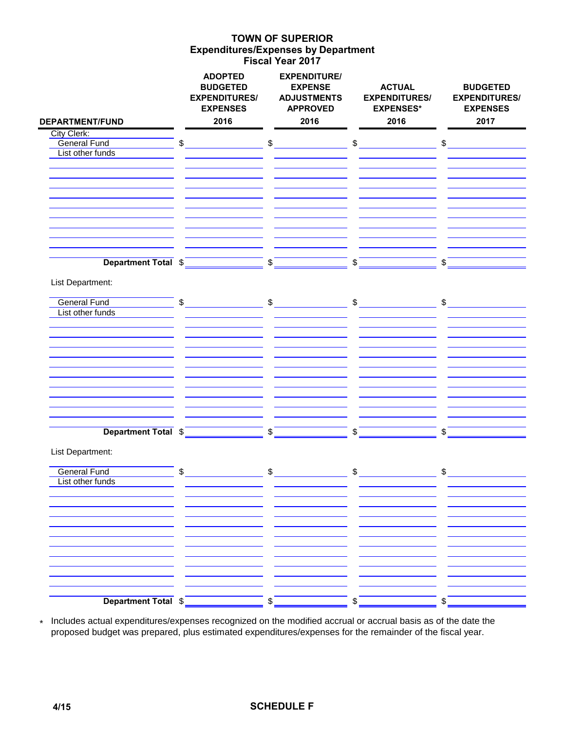# TOWN OF SUPERIOR
## Expenditures/Expenses by Department
### Fiscal Year 2017

| DEPARTMENT/FUND | ADOPTED BUDGETED EXPENDITURES/ EXPENSES 2016 | EXPENDITURE/ EXPENSE ADJUSTMENTS APPROVED 2016 | ACTUAL EXPENDITURES/ EXPENSES* 2016 | BUDGETED EXPENDITURES/ EXPENSES 2017 |
|---|---|---|---|---|
| City Clerk: | | | | |
| General Fund | $ | $ | $ | $ |
| List other funds | | | | |
| | | | | |
| | | | | |
| | | | | |
| | | | | |
| | | | | |
| | | | | |
| | | | | |
| | | | | |
| | | | | |
| **Department Total** | $ | $ | $ | $ |
| List Department: | | | | |
| General Fund | $ | $ | $ | $ |
| List other funds | | | | |
| | | | | |
| | | | | |
| | | | | |
| | | | | |
| | | | | |
| | | | | |
| | | | | |
| | | | | |
| | | | | |
| | | | | |
| **Department Total** | $ | $ | $ | $ |
| List Department: | | | | |
| General Fund | $ | $ | $ | $ |
| List other funds | | | | |
| | | | | |
| | | | | |
| | | | | |
| | | | | |
| | | | | |
| | | | | |
| | | | | |
| | | | | |
| | | | | |
| | | | | |
| **Department Total** | $ | $ | $ | $ |

\* Includes actual expenditures/expenses recognized on the modified accrual or accrual basis as of the date the proposed budget was prepared, plus estimated expenditures/expenses for the remainder of the fiscal year.

4/15

**SCHEDULE F**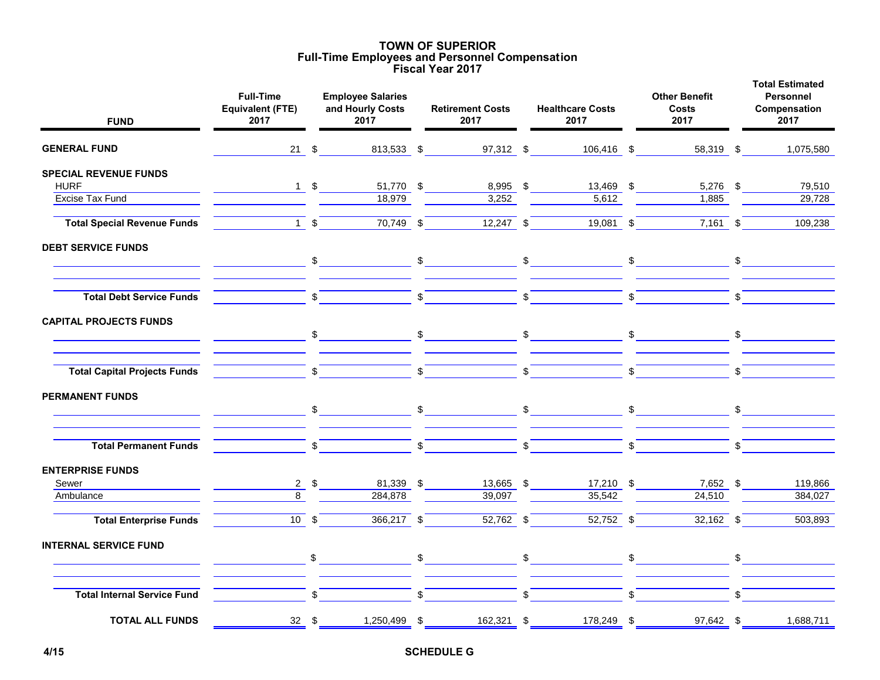# TOWN OF SUPERIOR
## Full-Time Employees and Personnel Compensation
## Fiscal Year 2017

| FUND | Full-Time Equivalent (FTE) 2017 | Employee Salaries and Hourly Costs 2017 | Retirement Costs 2017 | Healthcare Costs 2017 | Other Benefit Costs 2017 | Total Estimated Personnel Compensation 2017 |
|---|---|---|---|---|---|---|
| **GENERAL FUND** | 21 | $ 813,533 | $ 97,312 | $ 106,416 | $ 58,319 | $ 1,075,580 |
| **SPECIAL REVENUE FUNDS** | | | | | | |
| HURF | 1 | $ 51,770 | $ 8,995 | $ 13,469 | $ 5,276 | $ 79,510 |
| Excise Tax Fund | | 18,979 | 3,252 | 5,612 | 1,885 | 29,728 |
| **Total Special Revenue Funds** | 1 | $ 70,749 | $ 12,247 | $ 19,081 | $ 7,161 | $ 109,238 |
| **DEBT SERVICE FUNDS** | | | | | | |
| | | $ | $ | $ | $ | $ |
| **Total Debt Service Funds** | | $ | $ | $ | $ | $ |
| **CAPITAL PROJECTS FUNDS** | | | | | | |
| | | $ | $ | $ | $ | $ |
| **Total Capital Projects Funds** | | $ | $ | $ | $ | $ |
| **PERMANENT FUNDS** | | | | | | |
| | | $ | $ | $ | $ | $ |
| **Total Permanent Funds** | | $ | $ | $ | $ | $ |
| **ENTERPRISE FUNDS** | | | | | | |
| Sewer | 2 | $ 81,339 | $ 13,665 | $ 17,210 | $ 7,652 | $ 119,866 |
| Ambulance | 8 | 284,878 | 39,097 | 35,542 | 24,510 | 384,027 |
| **Total Enterprise Funds** | 10 | $ 366,217 | $ 52,762 | $ 52,752 | $ 32,162 | $ 503,893 |
| **INTERNAL SERVICE FUND** | | | | | | |
| | | $ | $ | $ | $ | $ |
| **Total Internal Service Fund** | | $ | $ | $ | $ | $ |
| **TOTAL ALL FUNDS** | 32 | $ 1,250,499 | $ 162,321 | $ 178,249 | $ 97,642 | $ 1,688,711 |

4/15

**SCHEDULE G**